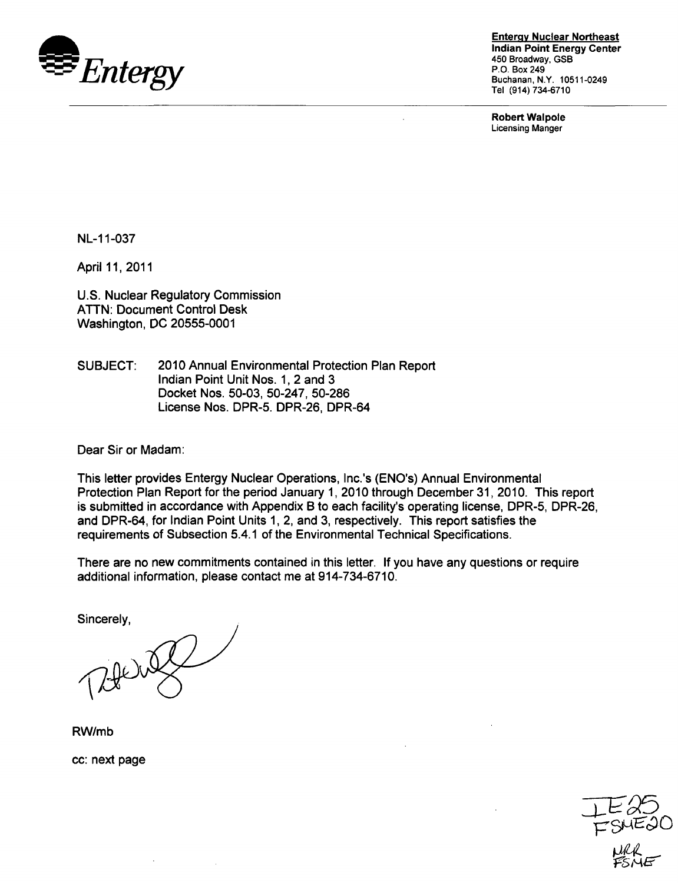**Entergy**

**Entergy Nuclear Northeast**
**Indian Point Energy Center**
450 Broadway, GSB
P.O. Box 249
Buchanan, N.Y. 10511-0249
Tel (914) 734-6710

**Robert Walpole**
Licensing Manger

NL-11-037

April 11, 2011

U.S. Nuclear Regulatory Commission
ATTN: Document Control Desk
Washington, DC 20555-0001

SUBJECT: 2010 Annual Environmental Protection Plan Report
Indian Point Unit Nos. 1, 2 and 3
Docket Nos. 50-03, 50-247, 50-286
License Nos. DPR-5. DPR-26, DPR-64

Dear Sir or Madam:

This letter provides Entergy Nuclear Operations, Inc.'s (ENO's) Annual Environmental Protection Plan Report for the period January 1, 2010 through December 31, 2010. This report is submitted in accordance with Appendix B to each facility's operating license, DPR-5, DPR-26, and DPR-64, for Indian Point Units 1, 2, and 3, respectively. This report satisfies the requirements of Subsection 5.4.1 of the Environmental Technical Specifications.

There are no new commitments contained in this letter. If you have any questions or require additional information, please contact me at 914-734-6710.

Sincerely,

RW/mb

cc: next page

IE25
FSME20
NRR
FSME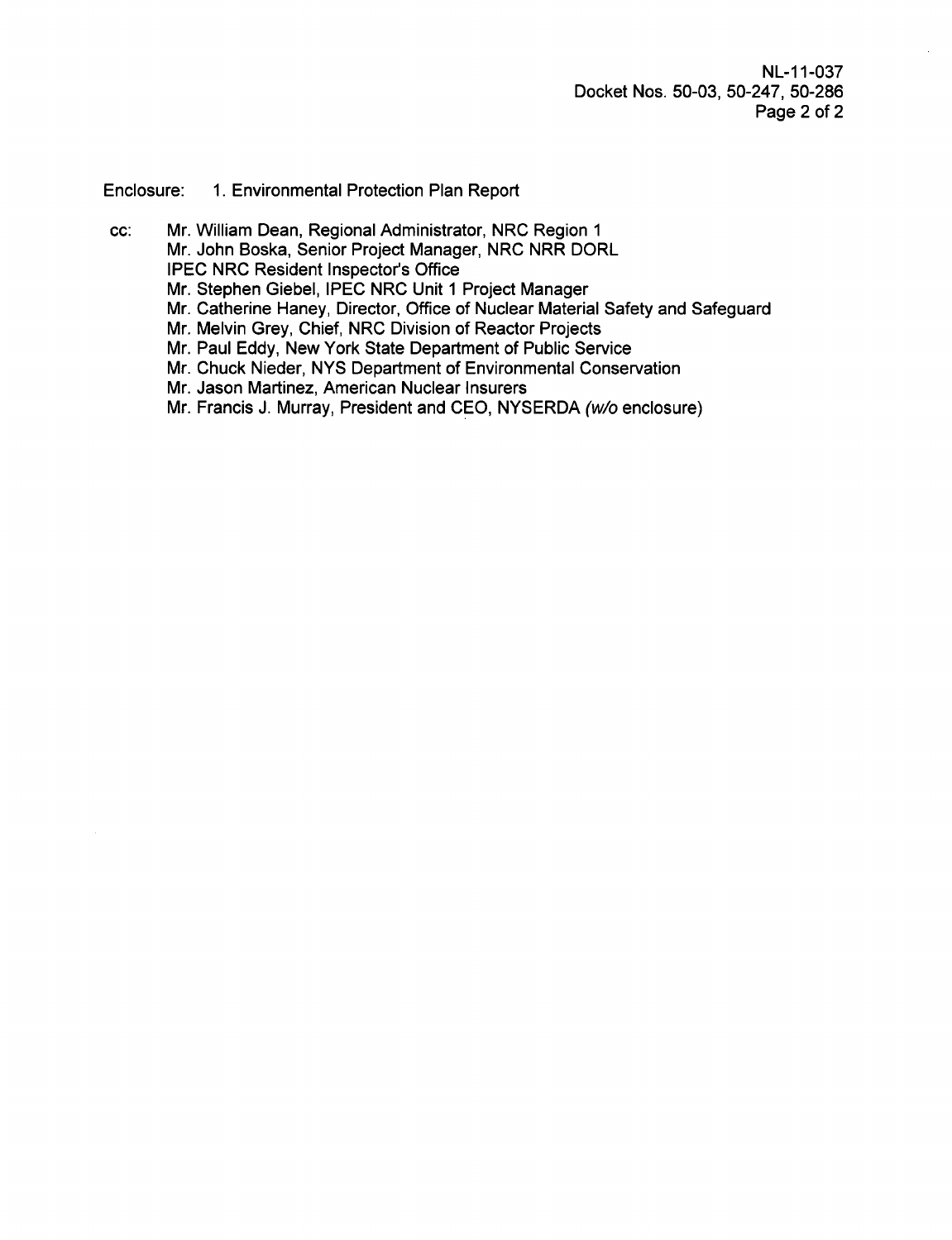Enclosure: 1. Environmental Protection Plan Report

cc: Mr. William Dean, Regional Administrator, NRC Region 1
Mr. John Boska, Senior Project Manager, NRC NRR DORL
IPEC NRC Resident Inspector's Office
Mr. Stephen Giebel, IPEC NRC Unit 1 Project Manager
Mr. Catherine Haney, Director, Office of Nuclear Material Safety and Safeguard
Mr. Melvin Grey, Chief, NRC Division of Reactor Projects
Mr. Paul Eddy, New York State Department of Public Service
Mr. Chuck Nieder, NYS Department of Environmental Conservation
Mr. Jason Martinez, American Nuclear Insurers
Mr. Francis J. Murray, President and CEO, NYSERDA *(w/o* enclosure)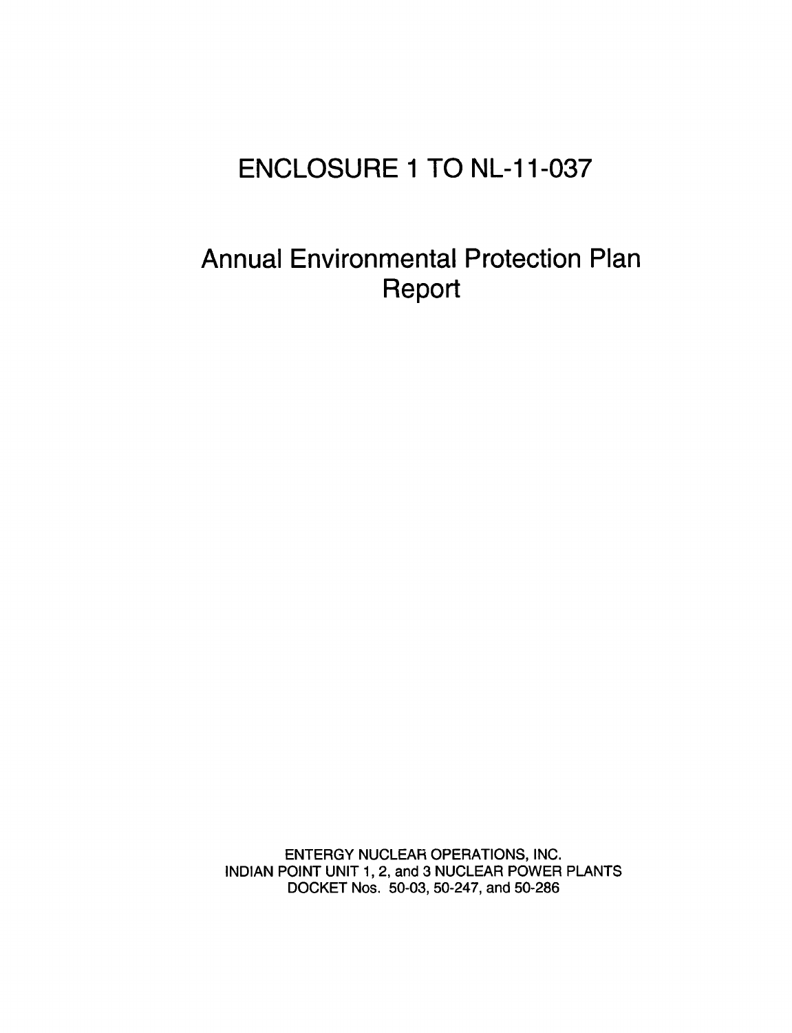# ENCLOSURE 1 TO NL-11-037

# Annual Environmental Protection Plan Report

ENTERGY NUCLEAR OPERATIONS, INC.
INDIAN POINT UNIT 1, 2, and 3 NUCLEAR POWER PLANTS
DOCKET Nos. 50-03, 50-247, and 50-286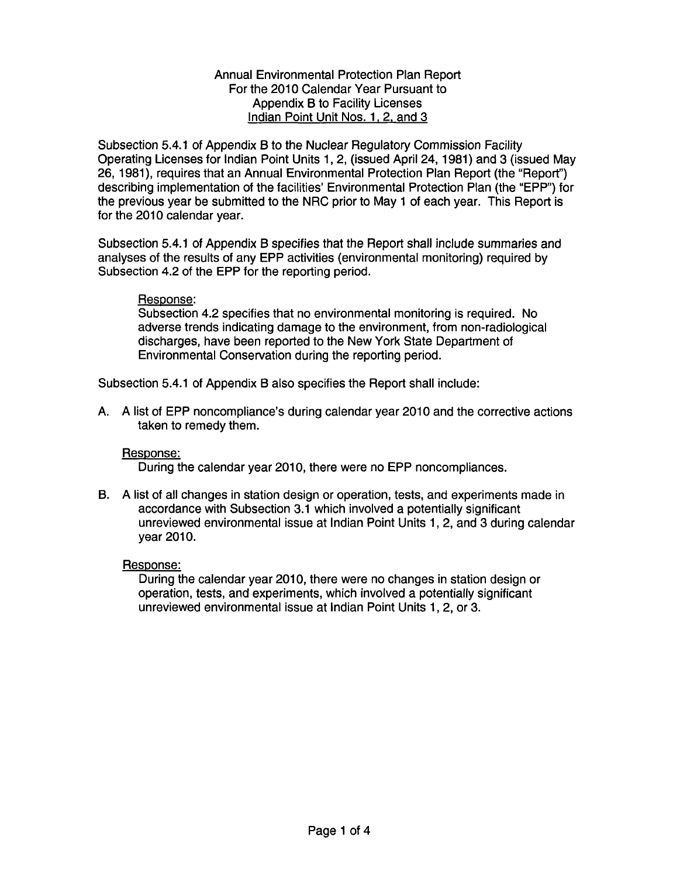Annual Environmental Protection Plan Report
For the 2010 Calendar Year Pursuant to
Appendix B to Facility Licenses
<u>Indian Point Unit Nos. 1, 2, and 3</u>

Subsection 5.4.1 of Appendix B to the Nuclear Regulatory Commission Facility Operating Licenses for Indian Point Units 1, 2, (issued April 24, 1981) and 3 (issued May 26, 1981), requires that an Annual Environmental Protection Plan Report (the "Report") describing implementation of the facilities' Environmental Protection Plan (the "EPP") for the previous year be submitted to the NRC prior to May 1 of each year. This Report is for the 2010 calendar year.

Subsection 5.4.1 of Appendix B specifies that the Report shall include summaries and analyses of the results of any EPP activities (environmental monitoring) required by Subsection 4.2 of the EPP for the reporting period.

<u>Response</u>:
Subsection 4.2 specifies that no environmental monitoring is required. No adverse trends indicating damage to the environment, from non-radiological discharges, have been reported to the New York State Department of Environmental Conservation during the reporting period.

Subsection 5.4.1 of Appendix B also specifies the Report shall include:

A. A list of EPP noncompliance's during calendar year 2010 and the corrective actions taken to remedy them.

<u>Response:</u>
During the calendar year 2010, there were no EPP noncompliances.

B. A list of all changes in station design or operation, tests, and experiments made in accordance with Subsection 3.1 which involved a potentially significant unreviewed environmental issue at Indian Point Units 1, 2, and 3 during calendar year 2010.

<u>Response:</u>
During the calendar year 2010, there were no changes in station design or operation, tests, and experiments, which involved a potentially significant unreviewed environmental issue at Indian Point Units 1, 2, or 3.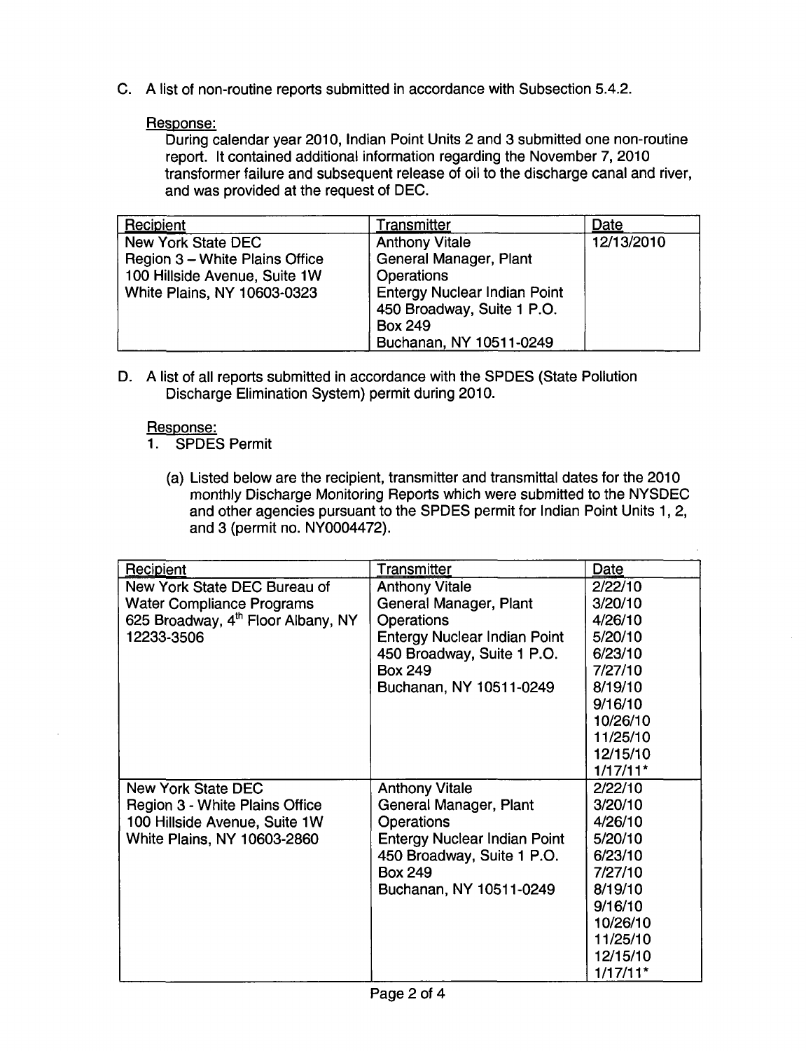C. A list of non-routine reports submitted in accordance with Subsection 5.4.2.

Response:
During calendar year 2010, Indian Point Units 2 and 3 submitted one non-routine report. It contained additional information regarding the November 7, 2010 transformer failure and subsequent release of oil to the discharge canal and river, and was provided at the request of DEC.

| Recipient | Transmitter | Date |
|---|---|---|
| New York State DEC<br>Region 3 – White Plains Office<br>100 Hillside Avenue, Suite 1W<br>White Plains, NY 10603-0323 | Anthony Vitale<br>General Manager, Plant Operations<br>Entergy Nuclear Indian Point<br>450 Broadway, Suite 1 P.O. Box 249<br>Buchanan, NY 10511-0249 | 12/13/2010 |

D. A list of all reports submitted in accordance with the SPDES (State Pollution Discharge Elimination System) permit during 2010.

Response:

1. SPDES Permit

   (a) Listed below are the recipient, transmitter and transmittal dates for the 2010 monthly Discharge Monitoring Reports which were submitted to the NYSDEC and other agencies pursuant to the SPDES permit for Indian Point Units 1, 2, and 3 (permit no. NY0004472).

| Recipient | Transmitter | Date |
|---|---|---|
| New York State DEC Bureau of Water Compliance Programs<br>625 Broadway, 4th Floor Albany, NY 12233-3506 | Anthony Vitale<br>General Manager, Plant Operations<br>Entergy Nuclear Indian Point<br>450 Broadway, Suite 1 P.O. Box 249<br>Buchanan, NY 10511-0249 | 2/22/10<br>3/20/10<br>4/26/10<br>5/20/10<br>6/23/10<br>7/27/10<br>8/19/10<br>9/16/10<br>10/26/10<br>11/25/10<br>12/15/10<br>1/17/11* |
| New York State DEC<br>Region 3 - White Plains Office<br>100 Hillside Avenue, Suite 1W<br>White Plains, NY 10603-2860 | Anthony Vitale<br>General Manager, Plant Operations<br>Entergy Nuclear Indian Point<br>450 Broadway, Suite 1 P.O. Box 249<br>Buchanan, NY 10511-0249 | 2/22/10<br>3/20/10<br>4/26/10<br>5/20/10<br>6/23/10<br>7/27/10<br>8/19/10<br>9/16/10<br>10/26/10<br>11/25/10<br>12/15/10<br>1/17/11* |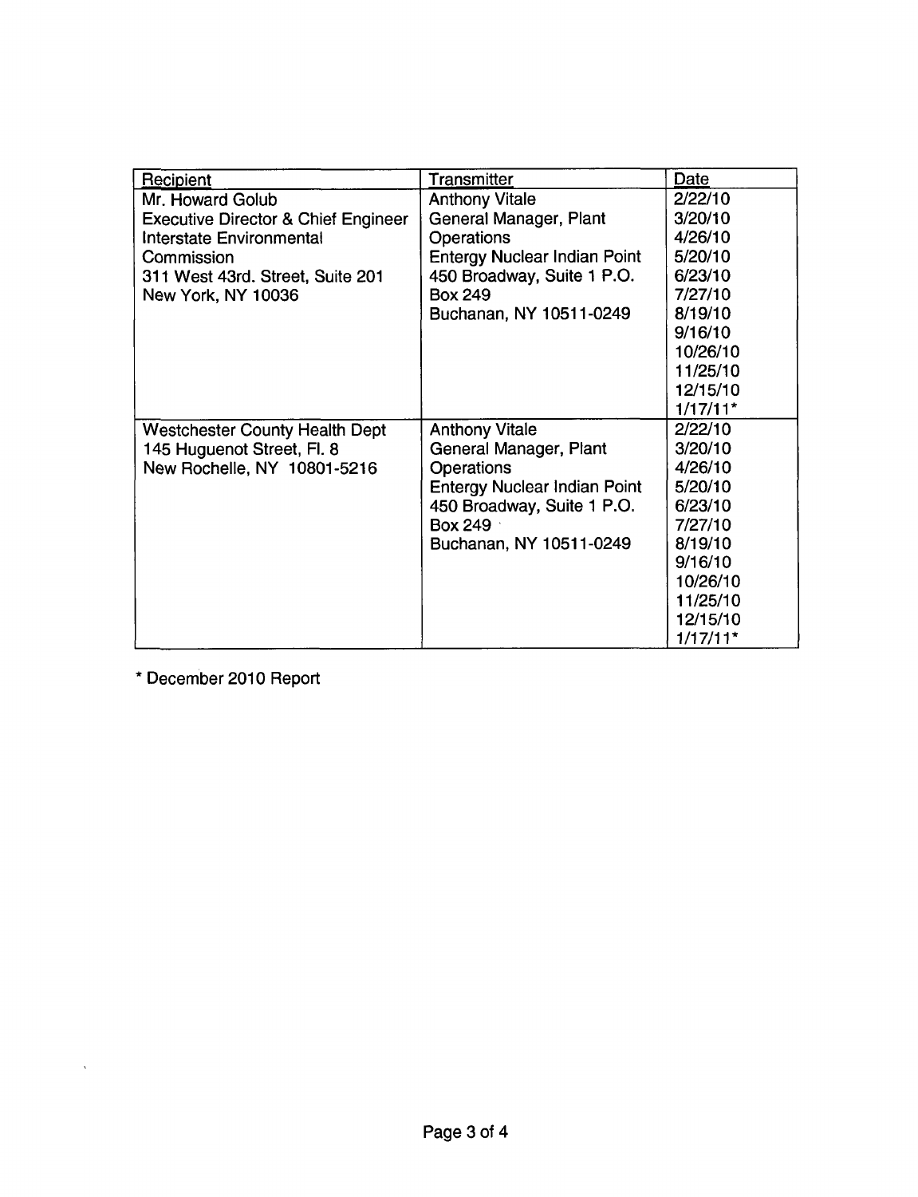| Recipient | Transmitter | Date |
|---|---|---|
| Mr. Howard Golub<br>Executive Director & Chief Engineer<br>Interstate Environmental Commission<br>311 West 43rd. Street, Suite 201<br>New York, NY 10036 | Anthony Vitale<br>General Manager, Plant Operations<br>Entergy Nuclear Indian Point<br>450 Broadway, Suite 1 P.O. Box 249<br>Buchanan, NY 10511-0249 | 2/22/10<br>3/20/10<br>4/26/10<br>5/20/10<br>6/23/10<br>7/27/10<br>8/19/10<br>9/16/10<br>10/26/10<br>11/25/10<br>12/15/10<br>1/17/11* |
| Westchester County Health Dept<br>145 Huguenot Street, Fl. 8<br>New Rochelle, NY 10801-5216 | Anthony Vitale<br>General Manager, Plant Operations<br>Entergy Nuclear Indian Point<br>450 Broadway, Suite 1 P.O. Box 249<br>Buchanan, NY 10511-0249 | 2/22/10<br>3/20/10<br>4/26/10<br>5/20/10<br>6/23/10<br>7/27/10<br>8/19/10<br>9/16/10<br>10/26/10<br>11/25/10<br>12/15/10<br>1/17/11* |

* December 2010 Report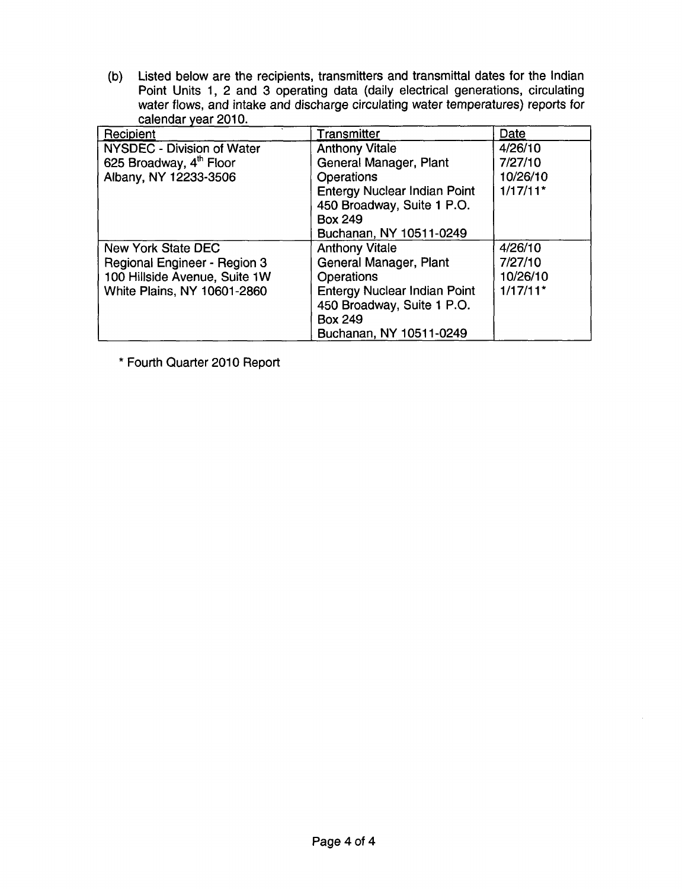(b) Listed below are the recipients, transmitters and transmittal dates for the Indian Point Units 1, 2 and 3 operating data (daily electrical generations, circulating water flows, and intake and discharge circulating water temperatures) reports for calendar year 2010.

| Recipient | Transmitter | Date |
|---|---|---|
| NYSDEC - Division of Water<br>625 Broadway, 4th Floor<br>Albany, NY 12233-3506 | Anthony Vitale<br>General Manager, Plant Operations<br>Entergy Nuclear Indian Point<br>450 Broadway, Suite 1 P.O. Box 249<br>Buchanan, NY 10511-0249 | 4/26/10<br>7/27/10<br>10/26/10<br>1/17/11* |
| New York State DEC<br>Regional Engineer - Region 3<br>100 Hillside Avenue, Suite 1W<br>White Plains, NY 10601-2860 | Anthony Vitale<br>General Manager, Plant Operations<br>Entergy Nuclear Indian Point<br>450 Broadway, Suite 1 P.O. Box 249<br>Buchanan, NY 10511-0249 | 4/26/10<br>7/27/10<br>10/26/10<br>1/17/11* |

* Fourth Quarter 2010 Report